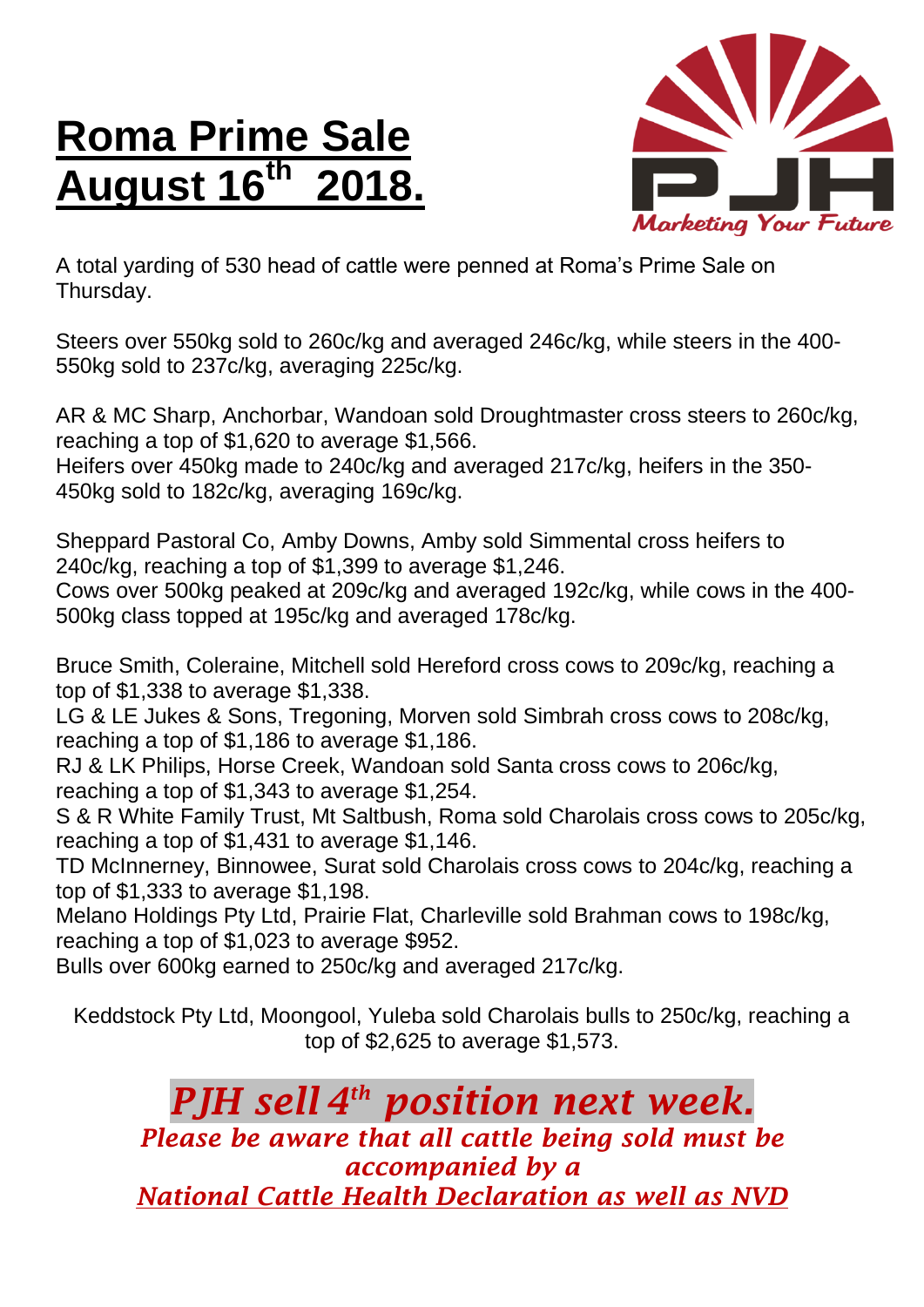# Roma Prime Sale August 16th 2018.

A total yarding of 530 head of cattle were penned at Roma's Prime Sale on Thursday.

Steers over 550kg sold to 260c/kg and averaged 246c/kg, while steers in the 400-550kg sold to 237c/kg, averaging 225c/kg.

AR & MC Sharp, Anchorbar, Wandoan sold Droughtmaster cross steers to 260c/kg, reaching a top of $1,620 to average $1,566.
Heifers over 450kg made to 240c/kg and averaged 217c/kg, heifers in the 350-450kg sold to 182c/kg, averaging 169c/kg.

Sheppard Pastoral Co, Amby Downs, Amby sold Simmental cross heifers to 240c/kg, reaching a top of $1,399 to average $1,246.
Cows over 500kg peaked at 209c/kg and averaged 192c/kg, while cows in the 400-500kg class topped at 195c/kg and averaged 178c/kg.

Bruce Smith, Coleraine, Mitchell sold Hereford cross cows to 209c/kg, reaching a top of $1,338 to average $1,338.
LG & LE Jukes & Sons, Tregoning, Morven sold Simbrah cross cows to 208c/kg, reaching a top of $1,186 to average $1,186.
RJ & LK Philips, Horse Creek, Wandoan sold Santa cross cows to 206c/kg, reaching a top of $1,343 to average $1,254.
S & R White Family Trust, Mt Saltbush, Roma sold Charolais cross cows to 205c/kg, reaching a top of $1,431 to average $1,146.
TD McInnerney, Binnowee, Surat sold Charolais cross cows to 204c/kg, reaching a top of $1,333 to average $1,198.
Melano Holdings Pty Ltd, Prairie Flat, Charleville sold Brahman cows to 198c/kg, reaching a top of $1,023 to average $952.
Bulls over 600kg earned to 250c/kg and averaged 217c/kg.

Keddstock Pty Ltd, Moongool, Yuleba sold Charolais bulls to 250c/kg, reaching a top of $2,625 to average $1,573.

***PJH sell 4th position next week.***

***Please be aware that all cattle being sold must be accompanied by a National Cattle Health Declaration as well as NVD***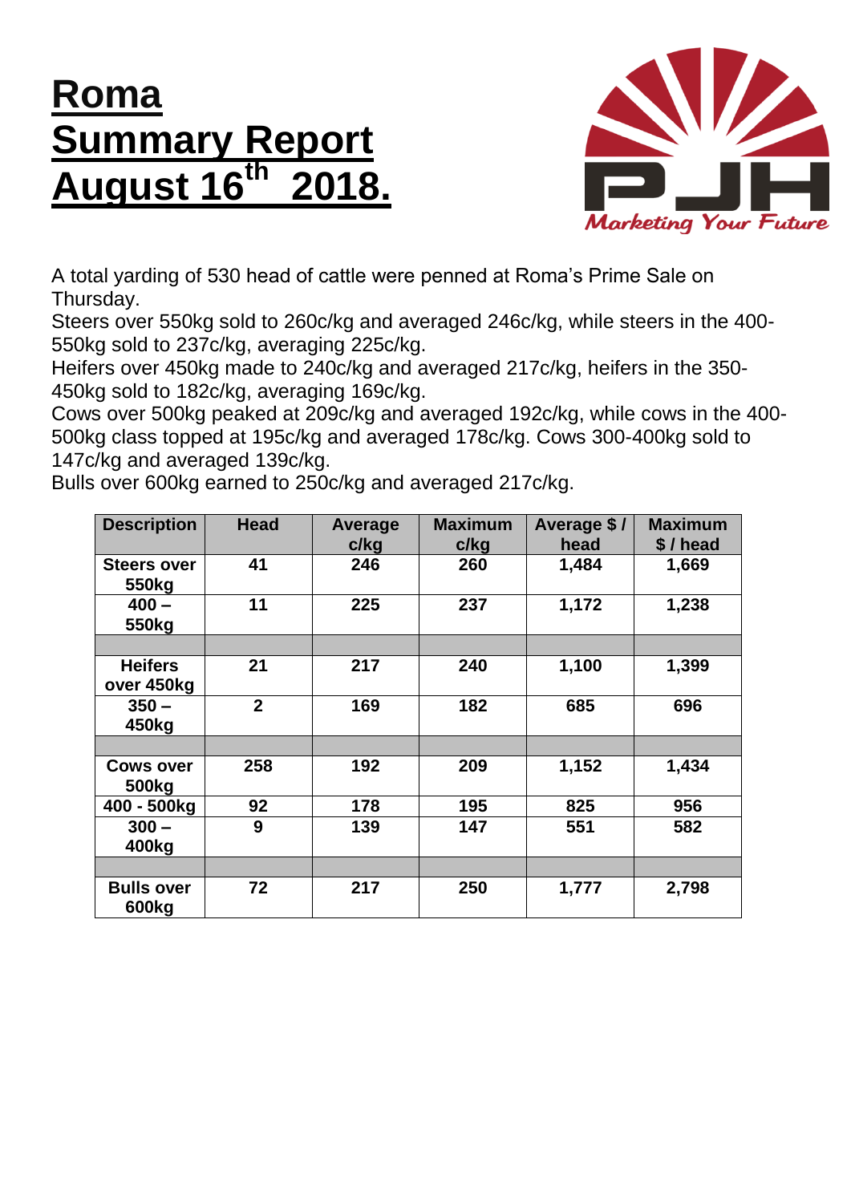# Roma Summary Report August 16th 2018.

Marketing Your Future

A total yarding of 530 head of cattle were penned at Roma's Prime Sale on Thursday.

Steers over 550kg sold to 260c/kg and averaged 246c/kg, while steers in the 400-550kg sold to 237c/kg, averaging 225c/kg.

Heifers over 450kg made to 240c/kg and averaged 217c/kg, heifers in the 350-450kg sold to 182c/kg, averaging 169c/kg.

Cows over 500kg peaked at 209c/kg and averaged 192c/kg, while cows in the 400-500kg class topped at 195c/kg and averaged 178c/kg. Cows 300-400kg sold to 147c/kg and averaged 139c/kg.

Bulls over 600kg earned to 250c/kg and averaged 217c/kg.

| Description | Head | Average c/kg | Maximum c/kg | Average $ / head | Maximum $ / head |
|---|---|---|---|---|---|
| Steers over 550kg | 41 | 246 | 260 | 1,484 | 1,669 |
| 400 – 550kg | 11 | 225 | 237 | 1,172 | 1,238 |
| | | | | | |
| Heifers over 450kg | 21 | 217 | 240 | 1,100 | 1,399 |
| 350 – 450kg | 2 | 169 | 182 | 685 | 696 |
| | | | | | |
| Cows over 500kg | 258 | 192 | 209 | 1,152 | 1,434 |
| 400 - 500kg | 92 | 178 | 195 | 825 | 956 |
| 300 – 400kg | 9 | 139 | 147 | 551 | 582 |
| | | | | | |
| Bulls over 600kg | 72 | 217 | 250 | 1,777 | 2,798 |